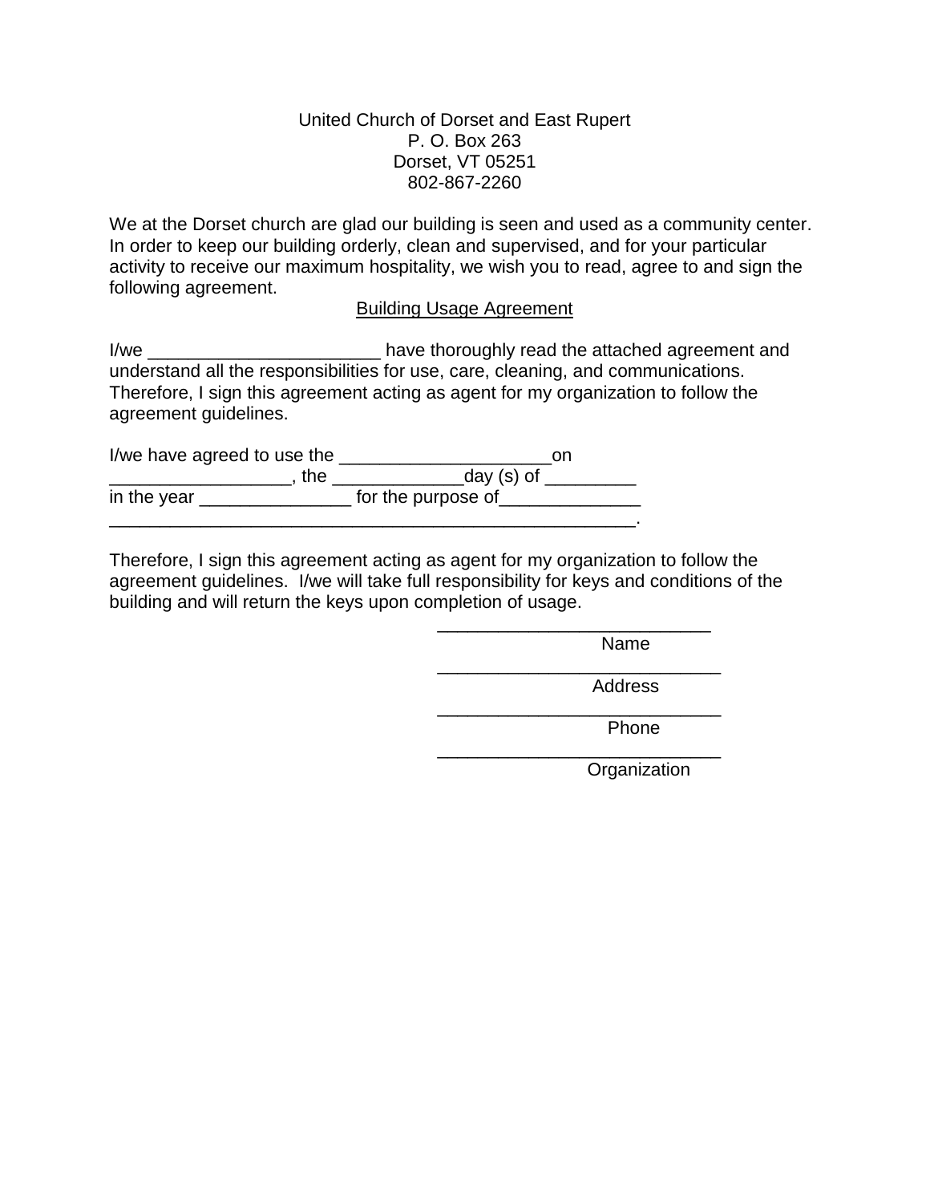United Church of Dorset and East Rupert
P. O. Box 263
Dorset, VT 05251
802-867-2260

We at the Dorset church are glad our building is seen and used as a community center. In order to keep our building orderly, clean and supervised, and for your particular activity to receive our maximum hospitality, we wish you to read, agree to and sign the following agreement.

<u>Building Usage Agreement</u>

I/we _______________________ have thoroughly read the attached agreement and understand all the responsibilities for use, care, cleaning, and communications. Therefore, I sign this agreement acting as agent for my organization to follow the agreement guidelines.

I/we have agreed to use the _____________________on
_________________, the _____________day (s) of _________
in the year _______________ for the purpose of______________
_____________________________________________________.

Therefore, I sign this agreement acting as agent for my organization to follow the agreement guidelines. I/we will take full responsibility for keys and conditions of the building and will return the keys upon completion of usage.

___________________________
Name

____________________________
Address

____________________________
Phone

____________________________
Organization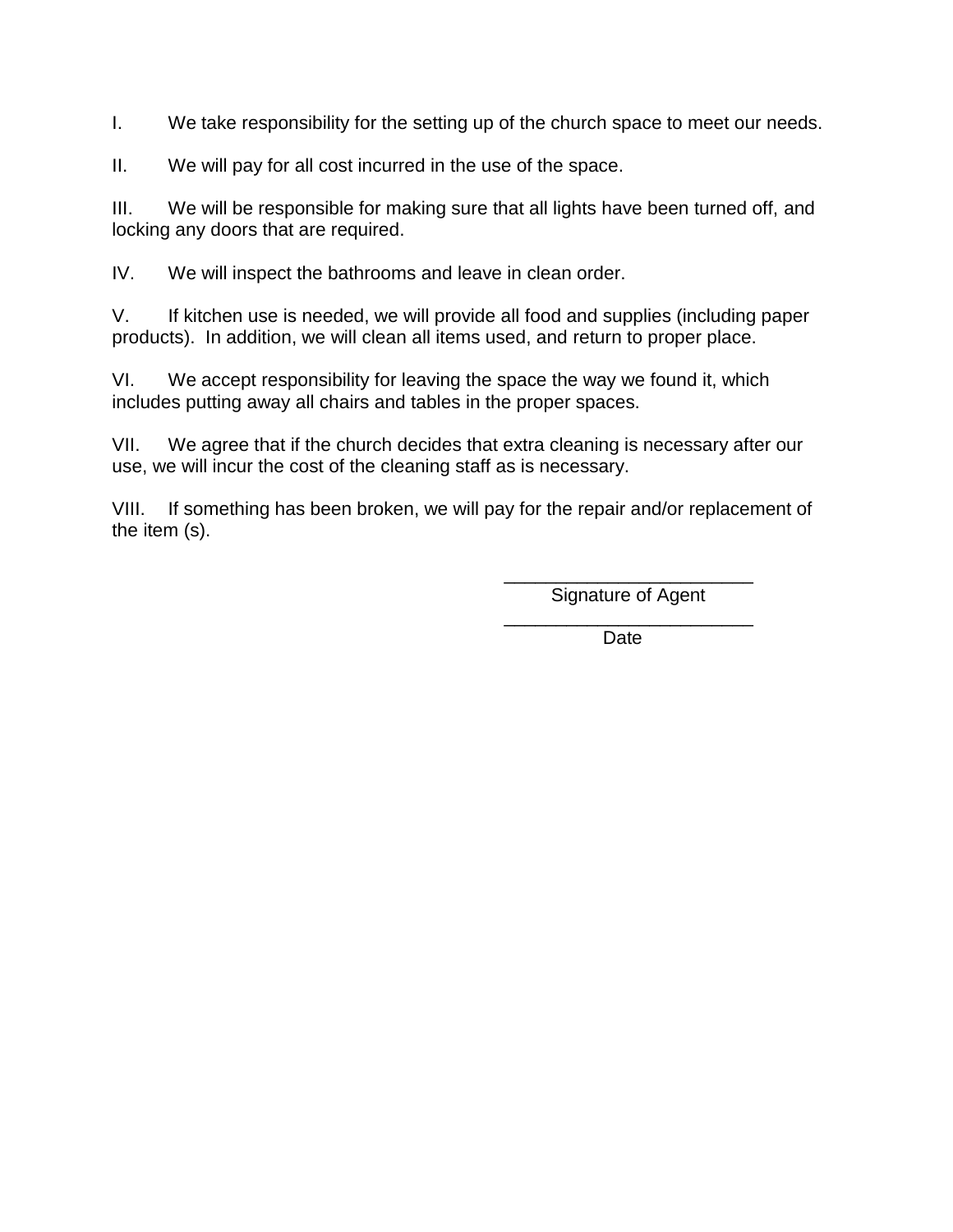I. We take responsibility for the setting up of the church space to meet our needs.

II. We will pay for all cost incurred in the use of the space.

III. We will be responsible for making sure that all lights have been turned off, and locking any doors that are required.

IV. We will inspect the bathrooms and leave in clean order.

V. If kitchen use is needed, we will provide all food and supplies (including paper products). In addition, we will clean all items used, and return to proper place.

VI. We accept responsibility for leaving the space the way we found it, which includes putting away all chairs and tables in the proper spaces.

VII. We agree that if the church decides that extra cleaning is necessary after our use, we will incur the cost of the cleaning staff as is necessary.

VIII. If something has been broken, we will pay for the repair and/or replacement of the item (s).

________________________
Signature of Agent

________________________
Date